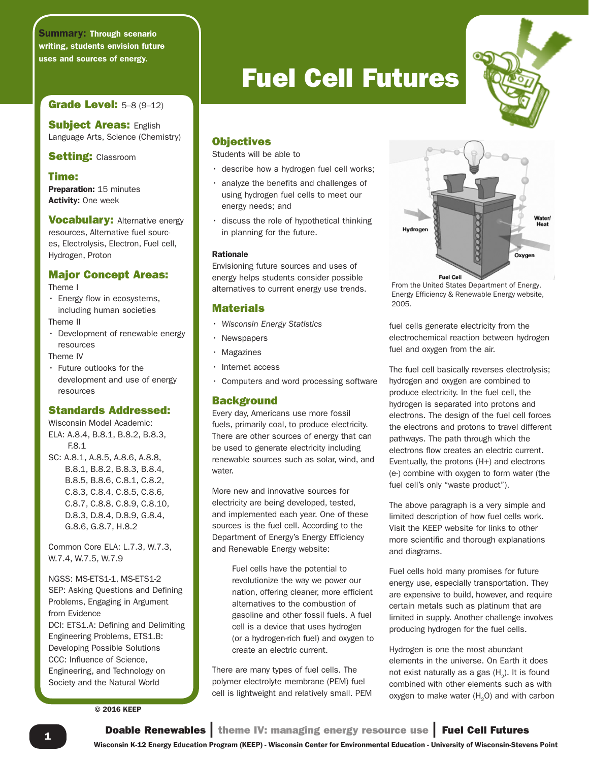# Fuel Cell Futures

**Summary:** Through scenario writing, students envision future uses and sources of energy.

**Grade Level:** 5–8 (9–12)

**Subject Areas:** English Language Arts, Science (Chemistry)

**Setting:** Classroom

**Time:**
**Preparation:** 15 minutes
**Activity:** One week

**Vocabulary:** Alternative energy resources, Alternative fuel sources, Electrolysis, Electron, Fuel cell, Hydrogen, Proton

**Major Concept Areas:**

Theme I
- Energy flow in ecosystems, including human societies

Theme II
- Development of renewable energy resources

Theme IV
- Future outlooks for the development and use of energy resources

**Standards Addressed:**

Wisconsin Model Academic:
ELA: A.8.4, B.8.1, B.8.2, B.8.3, F.8.1
SC: A.8.1, A.8.5, A.8.6, A.8.8, B.8.1, B.8.2, B.8.3, B.8.4, B.8.5, B.8.6, C.8.1, C.8.2, C.8.3, C.8.4, C.8.5, C.8.6, C.8.7, C.8.8, C.8.9, C.8.10, D.8.3, D.8.4, D.8.9, G.8.4, G.8.6, G.8.7, H.8.2

Common Core ELA: L.7.3, W.7.3, W.7.4, W.7.5, W.7.9

NGSS: MS-ETS1-1, MS-ETS1-2
SEP: Asking Questions and Defining Problems, Engaging in Argument from Evidence
DCI: ETS1.A: Defining and Delimiting Engineering Problems, ETS1.B: Developing Possible Solutions
CCC: Influence of Science, Engineering, and Technology on Society and the Natural World

© 2016 KEEP

## Objectives

Students will be able to

- describe how a hydrogen fuel cell works;
- analyze the benefits and challenges of using hydrogen fuel cells to meet our energy needs; and
- discuss the role of hypothetical thinking in planning for the future.

**Rationale**

Envisioning future sources and uses of energy helps students consider possible alternatives to current energy use trends.

## Materials

- *Wisconsin Energy Statistics*
- Newspapers
- Magazines
- Internet access
- Computers and word processing software

## Background

Every day, Americans use more fossil fuels, primarily coal, to produce electricity. There are other sources of energy that can be used to generate electricity including renewable sources such as solar, wind, and water.

More new and innovative sources for electricity are being developed, tested, and implemented each year. One of these sources is the fuel cell. According to the Department of Energy's Energy Efficiency and Renewable Energy website:

> Fuel cells have the potential to revolutionize the way we power our nation, offering cleaner, more efficient alternatives to the combustion of gasoline and other fossil fuels. A fuel cell is a device that uses hydrogen (or a hydrogen-rich fuel) and oxygen to create an electric current.

There are many types of fuel cells. The polymer electrolyte membrane (PEM) fuel cell is lightweight and relatively small. PEM fuel cells generate electricity from the electrochemical reaction between hydrogen fuel and oxygen from the air.

Hydrogen / Water/Heat / Oxygen / Fuel Cell

From the United States Department of Energy, Energy Efficiency & Renewable Energy website, 2005.

The fuel cell basically reverses electrolysis; hydrogen and oxygen are combined to produce electricity. In the fuel cell, the hydrogen is separated into protons and electrons. The design of the fuel cell forces the electrons and protons to travel different pathways. The path through which the electrons flow creates an electric current. Eventually, the protons (H+) and electrons (e-) combine with oxygen to form water (the fuel cell's only "waste product").

The above paragraph is a very simple and limited description of how fuel cells work. Visit the KEEP website for links to other more scientific and thorough explanations and diagrams.

Fuel cells hold many promises for future energy use, especially transportation. They are expensive to build, however, and require certain metals such as platinum that are limited in supply. Another challenge involves producing hydrogen for the fuel cells.

Hydrogen is one the most abundant elements in the universe. On Earth it does not exist naturally as a gas ($H_2$). It is found combined with other elements such as with oxygen to make water ($H_2O$) and with carbon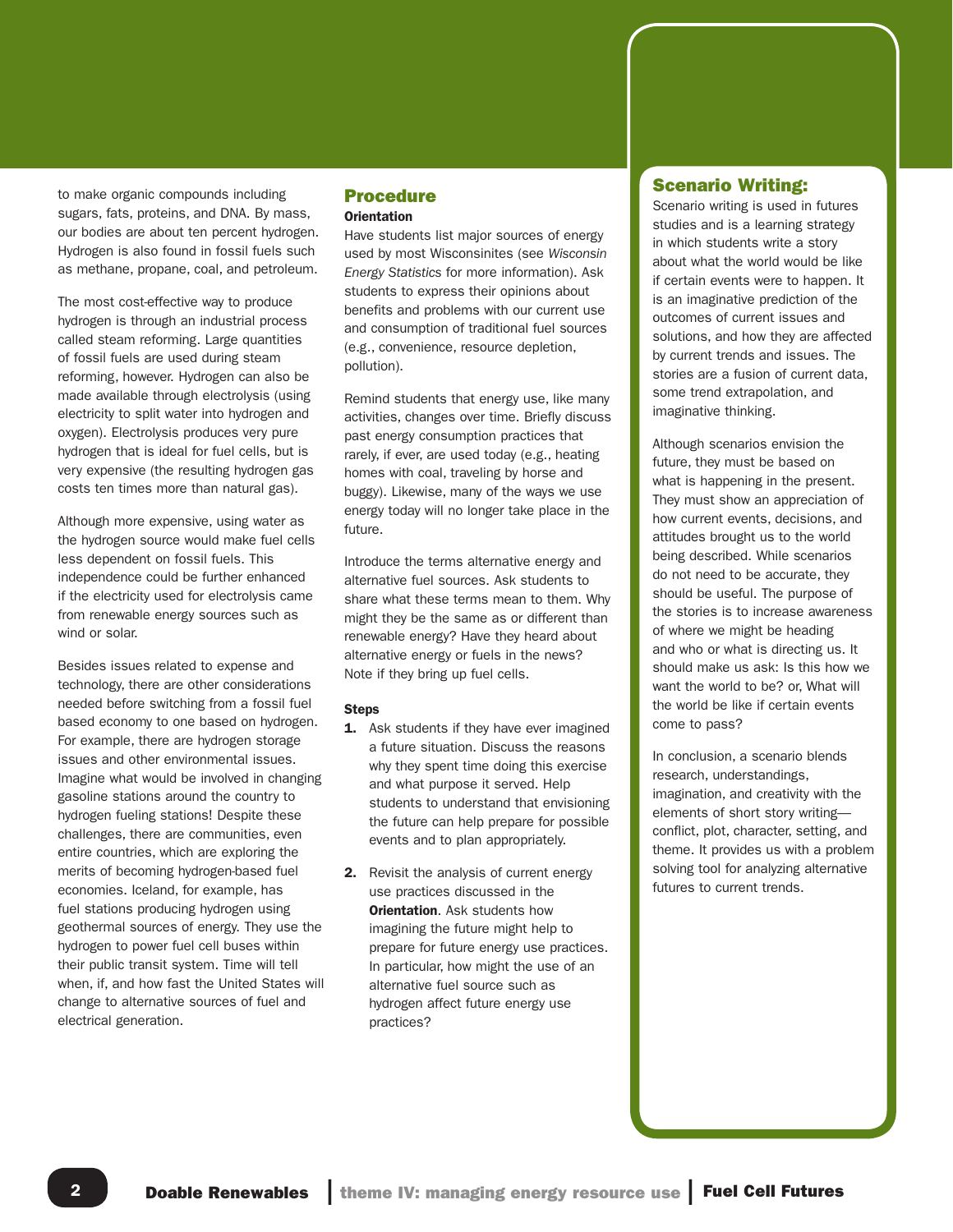to make organic compounds including sugars, fats, proteins, and DNA. By mass, our bodies are about ten percent hydrogen. Hydrogen is also found in fossil fuels such as methane, propane, coal, and petroleum.

The most cost-effective way to produce hydrogen is through an industrial process called steam reforming. Large quantities of fossil fuels are used during steam reforming, however. Hydrogen can also be made available through electrolysis (using electricity to split water into hydrogen and oxygen). Electrolysis produces very pure hydrogen that is ideal for fuel cells, but is very expensive (the resulting hydrogen gas costs ten times more than natural gas).

Although more expensive, using water as the hydrogen source would make fuel cells less dependent on fossil fuels. This independence could be further enhanced if the electricity used for electrolysis came from renewable energy sources such as wind or solar.

Besides issues related to expense and technology, there are other considerations needed before switching from a fossil fuel based economy to one based on hydrogen. For example, there are hydrogen storage issues and other environmental issues. Imagine what would be involved in changing gasoline stations around the country to hydrogen fueling stations! Despite these challenges, there are communities, even entire countries, which are exploring the merits of becoming hydrogen-based fuel economies. Iceland, for example, has fuel stations producing hydrogen using geothermal sources of energy. They use the hydrogen to power fuel cell buses within their public transit system. Time will tell when, if, and how fast the United States will change to alternative sources of fuel and electrical generation.

## Procedure

### Orientation

Have students list major sources of energy used by most Wisconsinites (see *Wisconsin Energy Statistics* for more information). Ask students to express their opinions about benefits and problems with our current use and consumption of traditional fuel sources (e.g., convenience, resource depletion, pollution).

Remind students that energy use, like many activities, changes over time. Briefly discuss past energy consumption practices that rarely, if ever, are used today (e.g., heating homes with coal, traveling by horse and buggy). Likewise, many of the ways we use energy today will no longer take place in the future.

Introduce the terms alternative energy and alternative fuel sources. Ask students to share what these terms mean to them. Why might they be the same as or different than renewable energy? Have they heard about alternative energy or fuels in the news? Note if they bring up fuel cells.

### Steps

1. Ask students if they have ever imagined a future situation. Discuss the reasons why they spent time doing this exercise and what purpose it served. Help students to understand that envisioning the future can help prepare for possible events and to plan appropriately.

2. Revisit the analysis of current energy use practices discussed in the **Orientation**. Ask students how imagining the future might help to prepare for future energy use practices. In particular, how might the use of an alternative fuel source such as hydrogen affect future energy use practices?

## Scenario Writing:

Scenario writing is used in futures studies and is a learning strategy in which students write a story about what the world would be like if certain events were to happen. It is an imaginative prediction of the outcomes of current issues and solutions, and how they are affected by current trends and issues. The stories are a fusion of current data, some trend extrapolation, and imaginative thinking.

Although scenarios envision the future, they must be based on what is happening in the present. They must show an appreciation of how current events, decisions, and attitudes brought us to the world being described. While scenarios do not need to be accurate, they should be useful. The purpose of the stories is to increase awareness of where we might be heading and who or what is directing us. It should make us ask: Is this how we want the world to be? or, What will the world be like if certain events come to pass?

In conclusion, a scenario blends research, understandings, imagination, and creativity with the elements of short story writing—conflict, plot, character, setting, and theme. It provides us with a problem solving tool for analyzing alternative futures to current trends.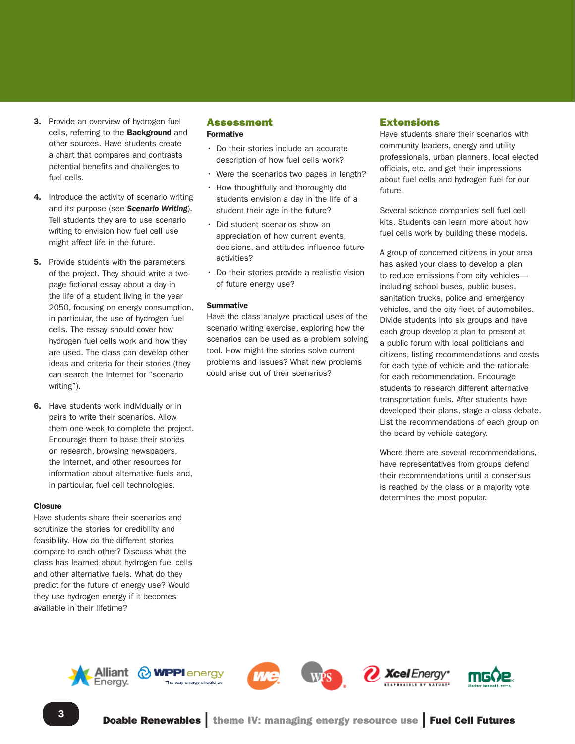3. Provide an overview of hydrogen fuel cells, referring to the **Background** and other sources. Have students create a chart that compares and contrasts potential benefits and challenges to fuel cells.

4. Introduce the activity of scenario writing and its purpose (see ***Scenario Writing***). Tell students they are to use scenario writing to envision how fuel cell use might affect life in the future.

5. Provide students with the parameters of the project. They should write a two-page fictional essay about a day in the life of a student living in the year 2050, focusing on energy consumption, in particular, the use of hydrogen fuel cells. The essay should cover how hydrogen fuel cells work and how they are used. The class can develop other ideas and criteria for their stories (they can search the Internet for "scenario writing").

6. Have students work individually or in pairs to write their scenarios. Allow them one week to complete the project. Encourage them to base their stories on research, browsing newspapers, the Internet, and other resources for information about alternative fuels and, in particular, fuel cell technologies.

#### Closure

Have students share their scenarios and scrutinize the stories for credibility and feasibility. How do the different stories compare to each other? Discuss what the class has learned about hydrogen fuel cells and other alternative fuels. What do they predict for the future of energy use? Would they use hydrogen energy if it becomes available in their lifetime?

## Assessment

#### Formative

- Do their stories include an accurate description of how fuel cells work?
- Were the scenarios two pages in length?
- How thoughtfully and thoroughly did students envision a day in the life of a student their age in the future?
- Did student scenarios show an appreciation of how current events, decisions, and attitudes influence future activities?
- Do their stories provide a realistic vision of future energy use?

#### Summative

Have the class analyze practical uses of the scenario writing exercise, exploring how the scenarios can be used as a problem solving tool. How might the stories solve current problems and issues? What new problems could arise out of their scenarios?

## Extensions

Have students share their scenarios with community leaders, energy and utility professionals, urban planners, local elected officials, etc. and get their impressions about fuel cells and hydrogen fuel for our future.

Several science companies sell fuel cell kits. Students can learn more about how fuel cells work by building these models.

A group of concerned citizens in your area has asked your class to develop a plan to reduce emissions from city vehicles—including school buses, public buses, sanitation trucks, police and emergency vehicles, and the city fleet of automobiles. Divide students into six groups and have each group develop a plan to present at a public forum with local politicians and citizens, listing recommendations and costs for each type of vehicle and the rationale for each recommendation. Encourage students to research different alternative transportation fuels. After students have developed their plans, stage a class debate. List the recommendations of each group on the board by vehicle category.

Where there are several recommendations, have representatives from groups defend their recommendations until a consensus is reached by the class or a majority vote determines the most popular.